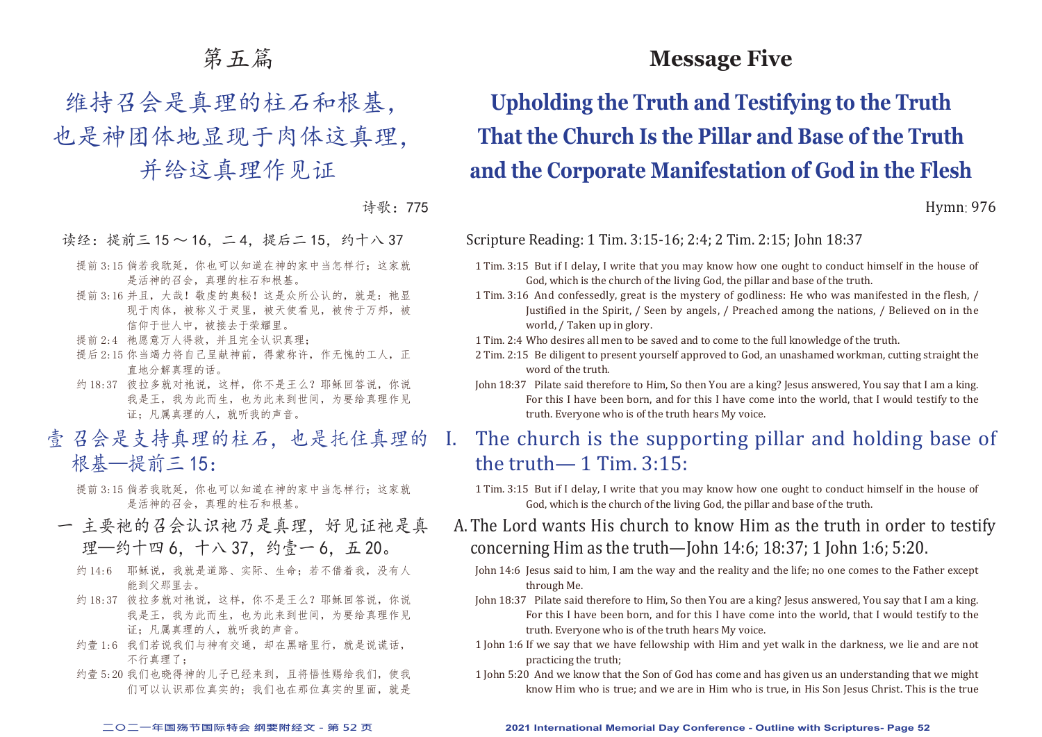# 第五篇

## 维持召会是真理的柱石和根基，也是神团体地显现于肉体这真理，并给这真理作见证

诗歌：775

读经：提前三15～16，二4，提后二15，约十八37

提前 3:15 倘若我耽延，你也可以知道在神的家中当怎样行；这家就是活神的召会，真理的柱石和根基。

提前 3:16 并且，大哉！敬虔的奥秘！这是众所公认的，就是：祂显现于肉体，被称义于灵里，被天使看见，被传于万邦，被信仰于世人中，被接去于荣耀里。

提前 2:4 祂愿意万人得救，并且完全认识真理；

提后 2:15 你当竭力将自己呈献神前，得蒙称许，作无愧的工人，正直地分解真理的话。

约 18:37 彼拉多就对祂说，这样，你不是王么？耶稣回答说，你说我是王，我为此而生，也为此来到世间，为要给真理作见证；凡属真理的人，就听我的声音。

### 壹 召会是支持真理的柱石，也是托住真理的根基—提前三15：

提前 3:15 倘若我耽延，你也可以知道在神的家中当怎样行；这家就是活神的召会，真理的柱石和根基。

#### 一 主要祂的召会认识祂乃是真理，好见证祂是真理—约十四6，十八37，约壹一6，五20。

约 14:6 耶稣说，我就是道路、实际、生命；若不借着我，没有人能到父那里去。

约 18:37 彼拉多就对祂说，这样，你不是王么？耶稣回答说，你说我是王，我为此而生，也为此来到世间，为要给真理作见证；凡属真理的人，就听我的声音。

约壹 1:6 我们若说我们与神有交通，却在黑暗里行，就是说谎话，不行真理了；

约壹 5:20 我们也晓得神的儿子已经来到，且将悟性赐给我们，使我们可以认识那位真实的；我们也在那位真实的里面，就是

# Message Five

## Upholding the Truth and Testifying to the Truth That the Church Is the Pillar and Base of the Truth and the Corporate Manifestation of God in the Flesh

Hymn: 976

Scripture Reading: 1 Tim. 3:15-16; 2:4; 2 Tim. 2:15; John 18:37

1 Tim. 3:15 But if I delay, I write that you may know how one ought to conduct himself in the house of God, which is the church of the living God, the pillar and base of the truth.

1 Tim. 3:16 And confessedly, great is the mystery of godliness: He who was manifested in the flesh, / Justified in the Spirit, / Seen by angels, / Preached among the nations, / Believed on in the world, / Taken up in glory.

1 Tim. 2:4 Who desires all men to be saved and to come to the full knowledge of the truth.

2 Tim. 2:15 Be diligent to present yourself approved to God, an unashamed workman, cutting straight the word of the truth.

John 18:37 Pilate said therefore to Him, So then You are a king? Jesus answered, You say that I am a king. For this I have been born, and for this I have come into the world, that I would testify to the truth. Everyone who is of the truth hears My voice.

### I. The church is the supporting pillar and holding base of the truth—1 Tim. 3:15:

1 Tim. 3:15 But if I delay, I write that you may know how one ought to conduct himself in the house of God, which is the church of the living God, the pillar and base of the truth.

#### A. The Lord wants His church to know Him as the truth in order to testify concerning Him as the truth—John 14:6; 18:37; 1 John 1:6; 5:20.

John 14:6 Jesus said to him, I am the way and the reality and the life; no one comes to the Father except through Me.

John 18:37 Pilate said therefore to Him, So then You are a king? Jesus answered, You say that I am a king. For this I have been born, and for this I have come into the world, that I would testify to the truth. Everyone who is of the truth hears My voice.

1 John 1:6 If we say that we have fellowship with Him and yet walk in the darkness, we lie and are not practicing the truth;

1 John 5:20 And we know that the Son of God has come and has given us an understanding that we might know Him who is true; and we are in Him who is true, in His Son Jesus Christ. This is the true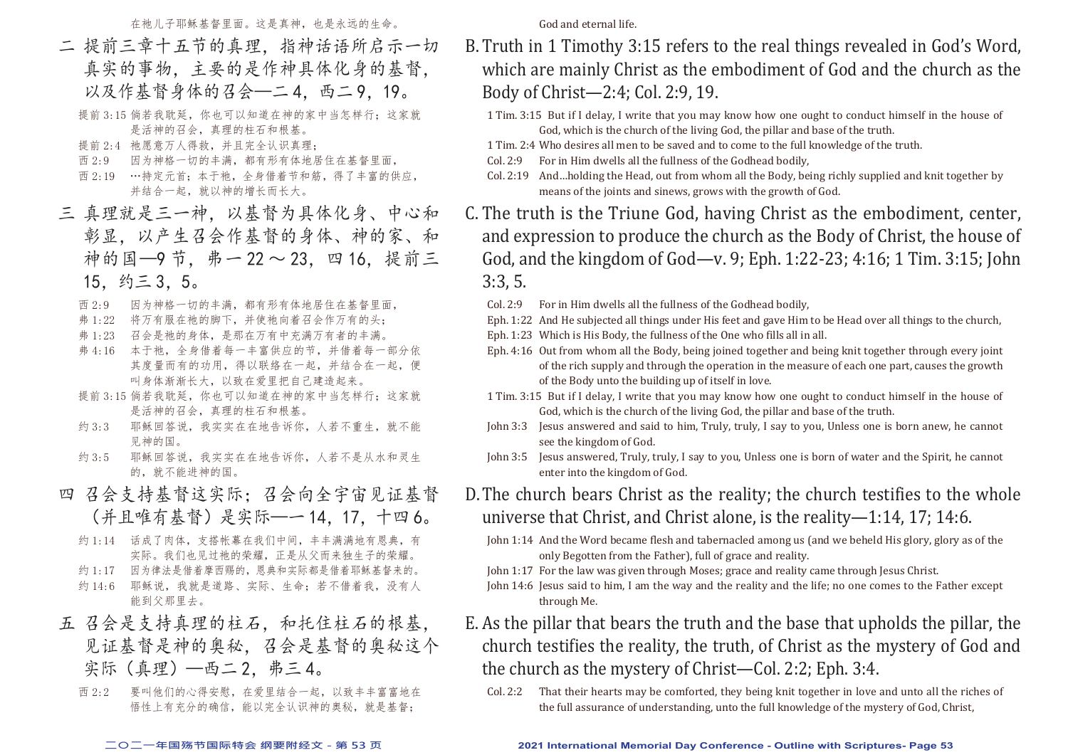在祂儿子耶稣基督里面。这是真神，也是永远的生命。

## 二 提前三章十五节的真理，指神话语所启示一切真实的事物，主要的是作神具体化身的基督，以及作基督身体的召会——二4，西二9，19。

提前3:15 倘若我耽延，你也可以知道在神的家中当怎样行；这家就是活神的召会，真理的柱石和根基。
提前2:4 祂愿意万人得救，并且完全认识真理；
西2:9 因为神格一切的丰满，都有形有体地居住在基督里面，
西2:19 …持定元首；本于祂，全身借着节和筋，得了丰富的供应，并结合一起，就以神的增长而长大。

## 三 真理就是三一神，以基督为具体化身、中心和彰显，以产生召会作基督的身体、神的家、和神的国——9节，弗一22～23，四16，提前三15，约三3，5。

西2:9 因为神格一切的丰满，都有形有体地居住在基督里面，
弗1:22 将万有服在祂的脚下，并使祂向着召会作万有的头；
弗1:23 召会是祂的身体，是那在万有中充满万有者的丰满。
弗4:16 本于祂，全身借着每一丰富供应的节，并借着每一部分依其度量而有的功用，得以联络在一起，并结合在一起，便叫身体渐渐长大，以致在爱里把自己建造起来。
提前3:15 倘若我耽延，你也可以知道在神的家中当怎样行；这家就是活神的召会，真理的柱石和根基。
约3:3 耶稣回答说，我实实在在地告诉你，人若不重生，就不能见神的国。
约3:5 耶稣回答说，我实实在在地告诉你，人若不是从水和灵生的，就不能进神的国。

## 四 召会支持基督这实际；召会向全宇宙见证基督（并且唯有基督）是实际——一14，17，十四6。

约1:14 话成了肉体，支搭帐幕在我们中间，丰丰满满地有恩典，有实际。我们也见过祂的荣耀，正是从父而来独生子的荣耀。
约1:17 因为律法是借着摩西赐的，恩典和实际都是借着耶稣基督来的。
约14:6 耶稣说，我就是道路、实际、生命；若不借着我，没有人能到父那里去。

## 五 召会是支持真理的柱石，和托住柱石的根基，见证基督是神的奥秘，召会是基督的奥秘这个实际（真理）——西二2，弗三4。

西2:2 要叫他们的心得安慰，在爱里结合一起，以致丰丰富富地在悟性上有充分的确信，能以完全认识神的奥秘，就是基督；

God and eternal life.

## B. Truth in 1 Timothy 3:15 refers to the real things revealed in God's Word, which are mainly Christ as the embodiment of God and the church as the Body of Christ—2:4; Col. 2:9, 19.

1 Tim. 3:15 But if I delay, I write that you may know how one ought to conduct himself in the house of God, which is the church of the living God, the pillar and base of the truth.
1 Tim. 2:4 Who desires all men to be saved and to come to the full knowledge of the truth.
Col. 2:9 For in Him dwells all the fullness of the Godhead bodily,
Col. 2:19 And...holding the Head, out from whom all the Body, being richly supplied and knit together by means of the joints and sinews, grows with the growth of God.

## C. The truth is the Triune God, having Christ as the embodiment, center, and expression to produce the church as the Body of Christ, the house of God, and the kingdom of God—v. 9; Eph. 1:22-23; 4:16; 1 Tim. 3:15; John 3:3, 5.

Col. 2:9 For in Him dwells all the fullness of the Godhead bodily,
Eph. 1:22 And He subjected all things under His feet and gave Him to be Head over all things to the church,
Eph. 1:23 Which is His Body, the fullness of the One who fills all in all.
Eph. 4:16 Out from whom all the Body, being joined together and being knit together through every joint of the rich supply and through the operation in the measure of each one part, causes the growth of the Body unto the building up of itself in love.
1 Tim. 3:15 But if I delay, I write that you may know how one ought to conduct himself in the house of God, which is the church of the living God, the pillar and base of the truth.
John 3:3 Jesus answered and said to him, Truly, truly, I say to you, Unless one is born anew, he cannot see the kingdom of God.
John 3:5 Jesus answered, Truly, truly, I say to you, Unless one is born of water and the Spirit, he cannot enter into the kingdom of God.

## D. The church bears Christ as the reality; the church testifies to the whole universe that Christ, and Christ alone, is the reality—1:14, 17; 14:6.

John 1:14 And the Word became flesh and tabernacled among us (and we beheld His glory, glory as of the only Begotten from the Father), full of grace and reality.
John 1:17 For the law was given through Moses; grace and reality came through Jesus Christ.
John 14:6 Jesus said to him, I am the way and the reality and the life; no one comes to the Father except through Me.

## E. As the pillar that bears the truth and the base that upholds the pillar, the church testifies the reality, the truth, of Christ as the mystery of God and the church as the mystery of Christ—Col. 2:2; Eph. 3:4.

Col. 2:2 That their hearts may be comforted, they being knit together in love and unto all the riches of the full assurance of understanding, unto the full knowledge of the mystery of God, Christ,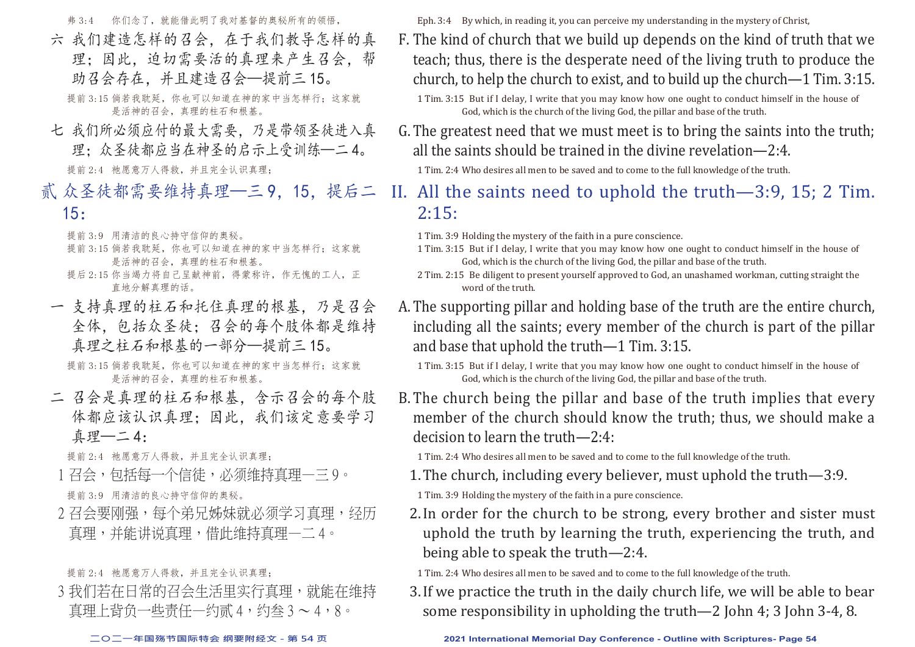弗 3:4　你们念了，就能借此明了我对基督的奥秘所有的领悟，

六 我们建造怎样的召会，在于我们教导怎样的真理；因此，迫切需要活的真理来产生召会，帮助召会存在，并且建造召会—提前三 15。

提前 3:15 倘若我耽延，你也可以知道在神的家中当怎样行；这家就是活神的召会，真理的柱石和根基。

七 我们所必须应付的最大需要，乃是带领圣徒进入真理；众圣徒都应当在神圣的启示上受训练—二 4。

提前 2:4　祂愿意万人得救，并且完全认识真理；

## 贰 众圣徒都需要维持真理—三 9，15，提后二 15：

提前 3:9　用清洁的良心持守信仰的奥秘。
提前 3:15 倘若我耽延，你也可以知道在神的家中当怎样行；这家就是活神的召会，真理的柱石和根基。
提后 2:15 你当竭力将自己呈献神前，得蒙称许，作无愧的工人，正直地分解真理的话。

一 支持真理的柱石和托住真理的根基，乃是召会全体，包括众圣徒；召会的每个肢体都是维持真理之柱石和根基的一部分—提前三 15。

提前 3:15 倘若我耽延，你也可以知道在神的家中当怎样行；这家就是活神的召会，真理的柱石和根基。

二 召会是真理的柱石和根基，含示召会的每个肢体都应该认识真理；因此，我们该定意要学习真理—二 4：

提前 2:4　祂愿意万人得救，并且完全认识真理；

1 召会，包括每一个信徒，必须维持真理—三 9。

提前 3:9　用清洁的良心持守信仰的奥秘。

2 召会要刚强，每个弟兄姊妹就必须学习真理，经历真理，并能讲说真理，借此维持真理—二 4。

提前 2:4　祂愿意万人得救，并且完全认识真理；

3 我们若在日常的召会生活里实行真理，就能在维持真理上背负一些责任—约贰 4，约叁 3 ～ 4，8。

---

Eph. 3:4　By which, in reading it, you can perceive my understanding in the mystery of Christ,

F. The kind of church that we build up depends on the kind of truth that we teach; thus, there is the desperate need of the living truth to produce the church, to help the church to exist, and to build up the church—1 Tim. 3:15.

1 Tim. 3:15　But if I delay, I write that you may know how one ought to conduct himself in the house of God, which is the church of the living God, the pillar and base of the truth.

G. The greatest need that we must meet is to bring the saints into the truth; all the saints should be trained in the divine revelation—2:4.

1 Tim. 2:4　Who desires all men to be saved and to come to the full knowledge of the truth.

## II. All the saints need to uphold the truth—3:9, 15; 2 Tim. 2:15:

1 Tim. 3:9　Holding the mystery of the faith in a pure conscience.
1 Tim. 3:15　But if I delay, I write that you may know how one ought to conduct himself in the house of God, which is the church of the living God, the pillar and base of the truth.
2 Tim. 2:15　Be diligent to present yourself approved to God, an unashamed workman, cutting straight the word of the truth.

A. The supporting pillar and holding base of the truth are the entire church, including all the saints; every member of the church is part of the pillar and base that uphold the truth—1 Tim. 3:15.

1 Tim. 3:15　But if I delay, I write that you may know how one ought to conduct himself in the house of God, which is the church of the living God, the pillar and base of the truth.

B. The church being the pillar and base of the truth implies that every member of the church should know the truth; thus, we should make a decision to learn the truth—2:4:

1 Tim. 2:4　Who desires all men to be saved and to come to the full knowledge of the truth.

1. The church, including every believer, must uphold the truth—3:9.

1 Tim. 3:9　Holding the mystery of the faith in a pure conscience.

2. In order for the church to be strong, every brother and sister must uphold the truth by learning the truth, experiencing the truth, and being able to speak the truth—2:4.

1 Tim. 2:4　Who desires all men to be saved and to come to the full knowledge of the truth.

3. If we practice the truth in the daily church life, we will be able to bear some responsibility in upholding the truth—2 John 4; 3 John 3-4, 8.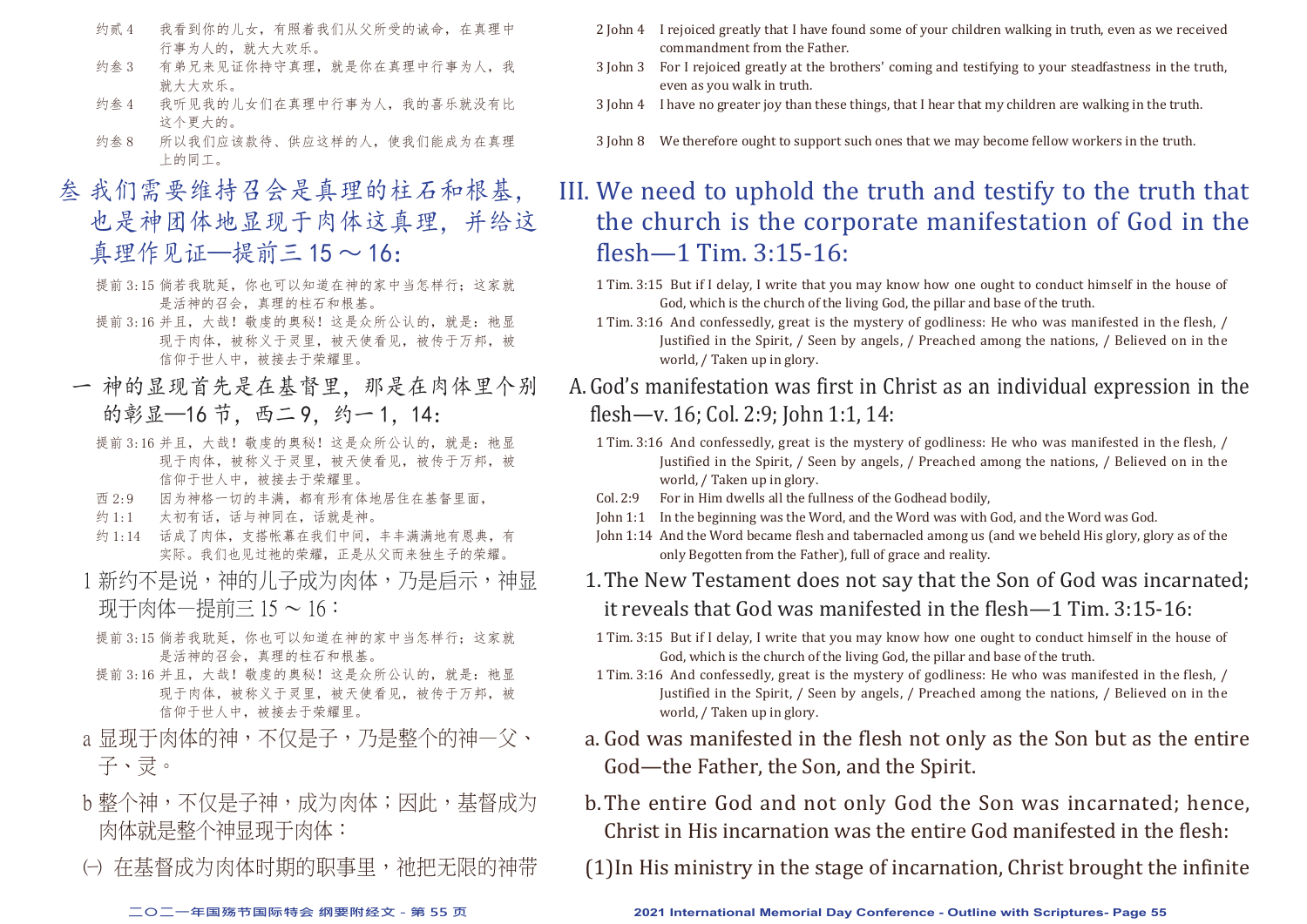约贰4　我看到你的儿女，有照着我们从父所受的诫命，在真理中行事为人的，就大大欢乐。

约叁3　有弟兄来见证你持守真理，就是你在真理中行事为人，我就大大欢乐。

约叁4　我听见我的儿女们在真理中行事为人，我的喜乐就没有比这个更大的。

约叁8　所以我们应该款待、供应这样的人，使我们能成为在真理上的同工。

## 叁　我们需要维持召会是真理的柱石和根基，也是神团体地显现于肉体这真理，并给这真理作见证—提前三15～16：

提前3:15　倘若我耽延，你也可以知道在神的家中当怎样行；这家就是活神的召会，真理的柱石和根基。

提前3:16　并且，大哉！敬虔的奥秘！这是众所公认的，就是：祂显现于肉体，被称义于灵里，被天使看见，被传于万邦，被信仰于世人中，被接去于荣耀里。

### 一　神的显现首先是在基督里，那是在肉体里个别的彰显—16节，西二9，约一1，14：

提前3:16　并且，大哉！敬虔的奥秘！这是众所公认的，就是：祂显现于肉体，被称义于灵里，被天使看见，被传于万邦，被信仰于世人中，被接去于荣耀里。

西2:9　因为神格一切的丰满，都有形有体地居住在基督里面，

约1:1　太初有话，话与神同在，话就是神。

约1:14　话成了肉体，支搭帐幕在我们中间，丰丰满满地有恩典，有实际。我们也见过祂的荣耀，正是从父而来独生子的荣耀。

1　新约不是说，神的儿子成为肉体，乃是启示，神显现于肉体—提前三15～16：

提前3:15　倘若我耽延，你也可以知道在神的家中当怎样行；这家就是活神的召会，真理的柱石和根基。

提前3:16　并且，大哉！敬虔的奥秘！这是众所公认的，就是：祂显现于肉体，被称义于灵里，被天使看见，被传于万邦，被信仰于世人中，被接去于荣耀里。

a　显现于肉体的神，不仅是子，乃是整个的神—父、子、灵。

b　整个神，不仅是子神，成为肉体；因此，基督成为肉体就是整个神显现于肉体：

㈠　在基督成为肉体时期的职事里，祂把无限的神带

---

2 John 4　I rejoiced greatly that I have found some of your children walking in truth, even as we received commandment from the Father.

3 John 3　For I rejoiced greatly at the brothers' coming and testifying to your steadfastness in the truth, even as you walk in truth.

3 John 4　I have no greater joy than these things, that I hear that my children are walking in the truth.

3 John 8　We therefore ought to support such ones that we may become fellow workers in the truth.

## III. We need to uphold the truth and testify to the truth that the church is the corporate manifestation of God in the flesh—1 Tim. 3:15-16:

1 Tim. 3:15　But if I delay, I write that you may know how one ought to conduct himself in the house of God, which is the church of the living God, the pillar and base of the truth.

1 Tim. 3:16　And confessedly, great is the mystery of godliness: He who was manifested in the flesh, / Justified in the Spirit, / Seen by angels, / Preached among the nations, / Believed on in the world, / Taken up in glory.

### A. God's manifestation was first in Christ as an individual expression in the flesh—v. 16; Col. 2:9; John 1:1, 14:

1 Tim. 3:16　And confessedly, great is the mystery of godliness: He who was manifested in the flesh, / Justified in the Spirit, / Seen by angels, / Preached among the nations, / Believed on in the world, / Taken up in glory.

Col. 2:9　For in Him dwells all the fullness of the Godhead bodily,

John 1:1　In the beginning was the Word, and the Word was with God, and the Word was God.

John 1:14　And the Word became flesh and tabernacled among us (and we beheld His glory, glory as of the only Begotten from the Father), full of grace and reality.

1. The New Testament does not say that the Son of God was incarnated; it reveals that God was manifested in the flesh—1 Tim. 3:15-16:

1 Tim. 3:15　But if I delay, I write that you may know how one ought to conduct himself in the house of God, which is the church of the living God, the pillar and base of the truth.

1 Tim. 3:16　And confessedly, great is the mystery of godliness: He who was manifested in the flesh, / Justified in the Spirit, / Seen by angels, / Preached among the nations, / Believed on in the world, / Taken up in glory.

a. God was manifested in the flesh not only as the Son but as the entire God—the Father, the Son, and the Spirit.

b. The entire God and not only God the Son was incarnated; hence, Christ in His incarnation was the entire God manifested in the flesh:

(1) In His ministry in the stage of incarnation, Christ brought the infinite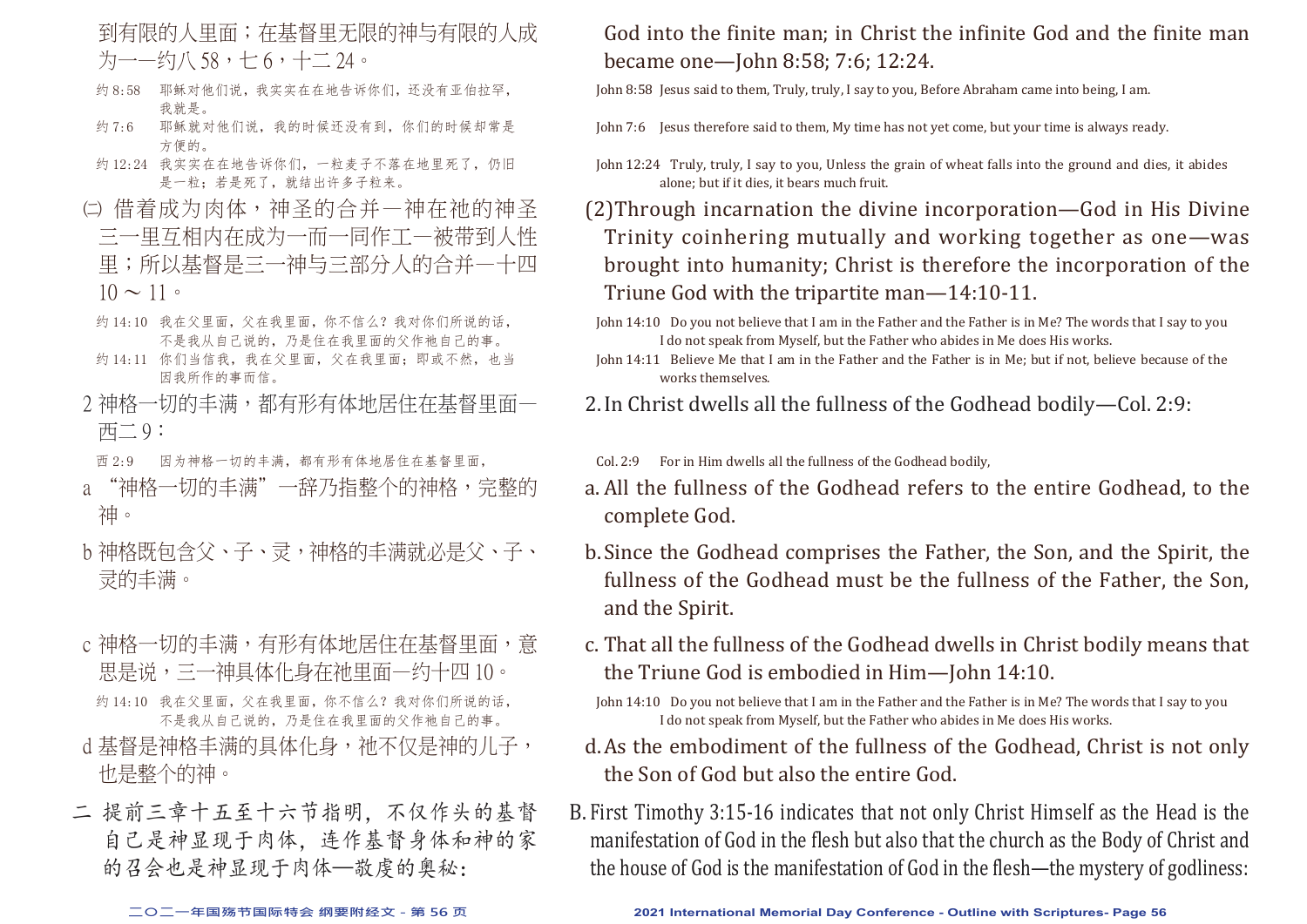到有限的人里面；在基督里无限的神与有限的人成为一—约八 58，七 6，十二 24。

约 8:58 耶稣对他们说，我实实在在地告诉你们，还没有亚伯拉罕，我就是。

约 7:6 耶稣就对他们说，我的时候还没有到，你们的时候却常是方便的。

约 12:24 我实实在在地告诉你们，一粒麦子不落在地里死了，仍旧是一粒；若是死了，就结出许多子粒来。

㈡ 借着成为肉体，神圣的合并—神在祂的神圣三一里互相内在成为一而一同作工—被带到人性里；所以基督是三一神与三部分人的合并—十四 10 ～ 11。

约 14:10 我在父里面，父在我里面，你不信么？我对你们所说的话，不是我从自己说的，乃是住在我里面的父作祂自己的事。

约 14:11 你们当信我，我在父里面，父在我里面；即或不然，也当因我所作的事而信。

2 神格一切的丰满，都有形有体地居住在基督里面—西二 9：

西 2:9 因为神格一切的丰满，都有形有体地居住在基督里面，

a “神格一切的丰满”一辞乃指整个的神格，完整的神。

b 神格既包含父、子、灵，神格的丰满就必是父、子、灵的丰满。

c 神格一切的丰满，有形有体地居住在基督里面，意思是说，三一神具体化身在祂里面—约十四 10。

约 14:10 我在父里面，父在我里面，你不信么？我对你们所说的话，不是我从自己说的，乃是住在我里面的父作祂自己的事。

d 基督是神格丰满的具体化身，祂不仅是神的儿子，也是整个的神。

二 提前三章十五至十六节指明，不仅作头的基督自己是神显现于肉体，连作基督身体和神的家的召会也是神显现于肉体—敬虔的奥秘：

God into the finite man; in Christ the infinite God and the finite man became one—John 8:58; 7:6; 12:24.

John 8:58 Jesus said to them, Truly, truly, I say to you, Before Abraham came into being, I am.

John 7:6 Jesus therefore said to them, My time has not yet come, but your time is always ready.

John 12:24 Truly, truly, I say to you, Unless the grain of wheat falls into the ground and dies, it abides alone; but if it dies, it bears much fruit.

(2) Through incarnation the divine incorporation—God in His Divine Trinity coinhering mutually and working together as one—was brought into humanity; Christ is therefore the incorporation of the Triune God with the tripartite man—14:10-11.

John 14:10 Do you not believe that I am in the Father and the Father is in Me? The words that I say to you I do not speak from Myself, but the Father who abides in Me does His works.

John 14:11 Believe Me that I am in the Father and the Father is in Me; but if not, believe because of the works themselves.

2. In Christ dwells all the fullness of the Godhead bodily—Col. 2:9:

Col. 2:9 For in Him dwells all the fullness of the Godhead bodily,

a. All the fullness of the Godhead refers to the entire Godhead, to the complete God.

b. Since the Godhead comprises the Father, the Son, and the Spirit, the fullness of the Godhead must be the fullness of the Father, the Son, and the Spirit.

c. That all the fullness of the Godhead dwells in Christ bodily means that the Triune God is embodied in Him—John 14:10.

John 14:10 Do you not believe that I am in the Father and the Father is in Me? The words that I say to you I do not speak from Myself, but the Father who abides in Me does His works.

d. As the embodiment of the fullness of the Godhead, Christ is not only the Son of God but also the entire God.

B. First Timothy 3:15-16 indicates that not only Christ Himself as the Head is the manifestation of God in the flesh but also that the church as the Body of Christ and the house of God is the manifestation of God in the flesh—the mystery of godliness: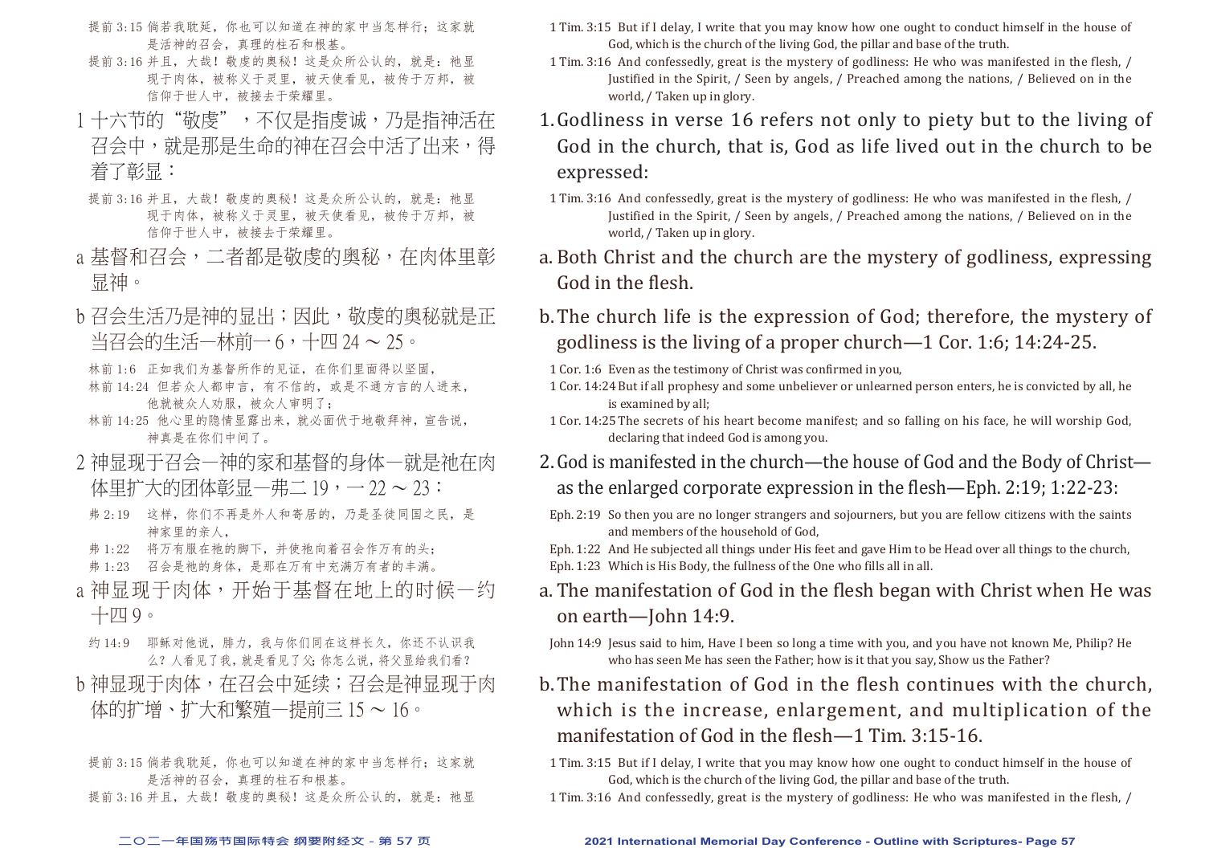提前 3:15 倘若我耽延，你也可以知道在神的家中当怎样行；这家就是活神的召会，真理的柱石和根基。

提前 3:16 并且，大哉！敬虔的奥秘！这是众所公认的，就是：祂显现于肉体，被称义于灵里，被天使看见，被传于万邦，被信仰于世人中，被接去于荣耀里。

1 十六节的"敬虔"，不仅是指虔诚，乃是指神活在召会中，就是那是生命的神在召会中活了出来，得着了彰显：

提前 3:16 并且，大哉！敬虔的奥秘！这是众所公认的，就是：祂显现于肉体，被称义于灵里，被天使看见，被传于万邦，被信仰于世人中，被接去于荣耀里。

a 基督和召会，二者都是敬虔的奥秘，在肉体里彰显神。

b 召会生活乃是神的显出；因此，敬虔的奥秘就是正当召会的生活—林前一 6，十四 24 ~ 25。

林前 1:6 正如我们为基督所作的见证，在你们里面得以坚固，

林前 14:24 但若众人都申言，有不信的，或是不通方言的人进来，他就被众人劝服，被众人审明了；

林前 14:25 他心里的隐情显露出来，就必面伏于地敬拜神，宣告说，神真是在你们中间了。

2 神显现于召会—神的家和基督的身体—就是祂在肉体里扩大的团体彰显—弗二 19，一 22 ~ 23：

弗 2:19 这样，你们不再是外人和寄居的，乃是圣徒同国之民，是神家里的亲人，

弗 1:22 将万有服在祂的脚下，并使祂向着召会作万有的头；

弗 1:23 召会是祂的身体，是那在万有中充满万有者的丰满。

a 神显现于肉体，开始于基督在地上的时候—约十四 9。

约 14:9 耶稣对他说，腓力，我与你们同在这样长久，你还不认识我么？人看见了我，就是看见了父；你怎么说，将父显给我们看？

b 神显现于肉体，在召会中延续；召会是神显现于肉体的扩增、扩大和繁殖—提前三 15 ~ 16。

提前 3:15 倘若我耽延，你也可以知道在神的家中当怎样行；这家就是活神的召会，真理的柱石和根基。

提前 3:16 并且，大哉！敬虔的奥秘！这是众所公认的，就是：祂显现

---

1 Tim. 3:15 But if I delay, I write that you may know how one ought to conduct himself in the house of God, which is the church of the living God, the pillar and base of the truth.

1 Tim. 3:16 And confessedly, great is the mystery of godliness: He who was manifested in the flesh, / Justified in the Spirit, / Seen by angels, / Preached among the nations, / Believed on in the world, / Taken up in glory.

1. Godliness in verse 16 refers not only to piety but to the living of God in the church, that is, God as life lived out in the church to be expressed:

1 Tim. 3:16 And confessedly, great is the mystery of godliness: He who was manifested in the flesh, / Justified in the Spirit, / Seen by angels, / Preached among the nations, / Believed on in the world, / Taken up in glory.

a. Both Christ and the church are the mystery of godliness, expressing God in the flesh.

b. The church life is the expression of God; therefore, the mystery of godliness is the living of a proper church—1 Cor. 1:6; 14:24-25.

1 Cor. 1:6 Even as the testimony of Christ was confirmed in you,

1 Cor. 14:24 But if all prophesy and some unbeliever or unlearned person enters, he is convicted by all, he is examined by all;

1 Cor. 14:25 The secrets of his heart become manifest; and so falling on his face, he will worship God, declaring that indeed God is among you.

2. God is manifested in the church—the house of God and the Body of Christ—as the enlarged corporate expression in the flesh—Eph. 2:19; 1:22-23:

Eph. 2:19 So then you are no longer strangers and sojourners, but you are fellow citizens with the saints and members of the household of God,

Eph. 1:22 And He subjected all things under His feet and gave Him to be Head over all things to the church,

Eph. 1:23 Which is His Body, the fullness of the One who fills all in all.

a. The manifestation of God in the flesh began with Christ when He was on earth—John 14:9.

John 14:9 Jesus said to him, Have I been so long a time with you, and you have not known Me, Philip? He who has seen Me has seen the Father; how is it that you say, Show us the Father?

b. The manifestation of God in the flesh continues with the church, which is the increase, enlargement, and multiplication of the manifestation of God in the flesh—1 Tim. 3:15-16.

1 Tim. 3:15 But if I delay, I write that you may know how one ought to conduct himself in the house of God, which is the church of the living God, the pillar and base of the truth.

1 Tim. 3:16 And confessedly, great is the mystery of godliness: He who was manifested in the flesh, /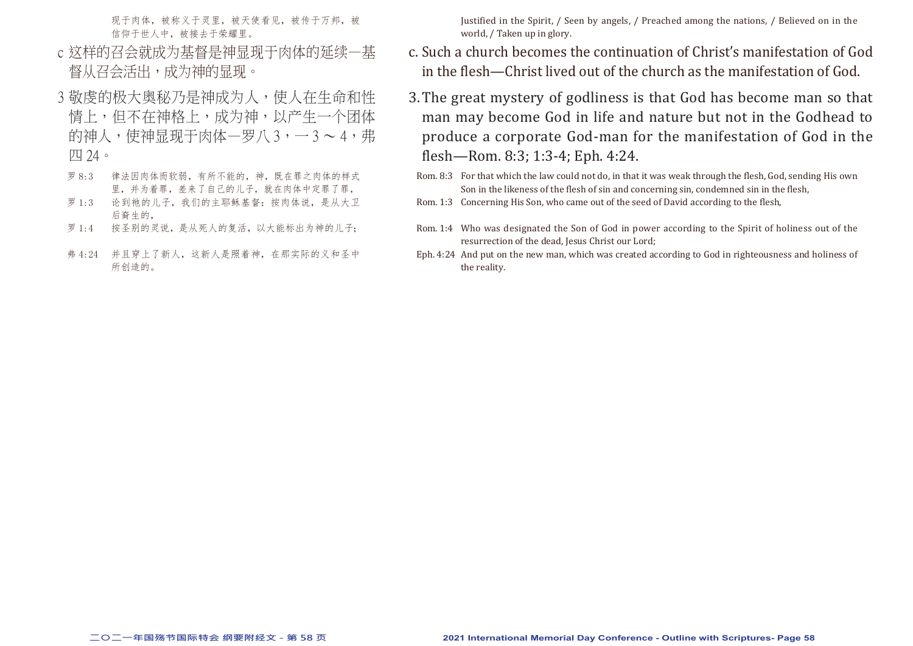现于肉体，被称义于灵里，被天使看见，被传于万邦，被信仰于世人中，被接去于荣耀里。

c 这样的召会就成为基督是神显现于肉体的延续—基督从召会活出，成为神的显现。

3 敬虔的极大奥秘乃是神成为人，使人在生命和性情上，但不在神格上，成为神，以产生一个团体的神人，使神显现于肉体—罗八3，一3～4，弗四24。

罗 8:3　律法因肉体而软弱，有所不能的，神，既在罪之肉体的样式里，并为着罪，差来了自己的儿子，就在肉体中定罪了罪，

罗 1:3　论到祂的儿子，我们的主耶稣基督：按肉体说，是从大卫后裔生的，

罗 1:4　按圣别的灵说，是从死人的复活，以大能标出为神的儿子；

弗 4:24　并且穿上了新人，这新人是照着神，在那实际的义和圣中所创造的。

Justified in the Spirit, / Seen by angels, / Preached among the nations, / Believed on in the world, / Taken up in glory.

c. Such a church becomes the continuation of Christ's manifestation of God in the flesh—Christ lived out of the church as the manifestation of God.

3. The great mystery of godliness is that God has become man so that man may become God in life and nature but not in the Godhead to produce a corporate God-man for the manifestation of God in the flesh—Rom. 8:3; 1:3-4; Eph. 4:24.

Rom. 8:3　For that which the law could not do, in that it was weak through the flesh, God, sending His own Son in the likeness of the flesh of sin and concerning sin, condemned sin in the flesh,

Rom. 1:3　Concerning His Son, who came out of the seed of David according to the flesh,

Rom. 1:4　Who was designated the Son of God in power according to the Spirit of holiness out of the resurrection of the dead, Jesus Christ our Lord;

Eph. 4:24　And put on the new man, which was created according to God in righteousness and holiness of the reality.